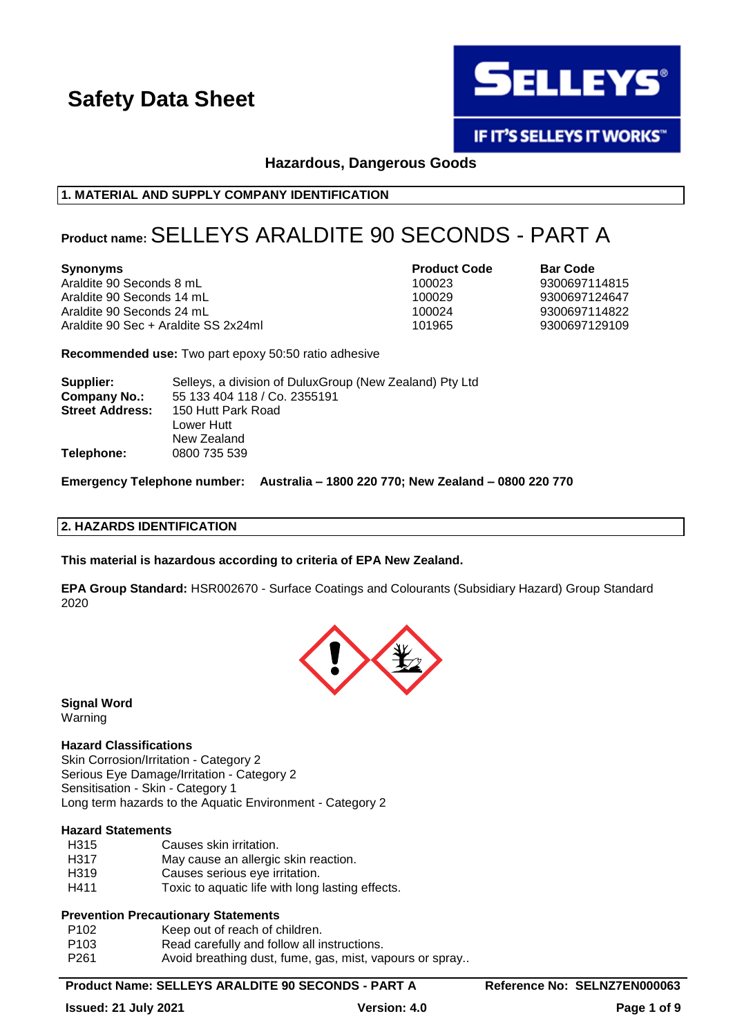# Safety Data Sheet

**Hazardous, Dangerous Goods**

## 1. MATERIAL AND SUPPLY COMPANY IDENTIFICATION

**Product name:** SELLEYS ARALDITE 90 SECONDS - PART A

| Synonyms | Product Code | Bar Code |
| --- | --- | --- |
| Araldite 90 Seconds 8 mL | 100023 | 9300697114815 |
| Araldite 90 Seconds 14 mL | 100029 | 9300697124647 |
| Araldite 90 Seconds 24 mL | 100024 | 9300697114822 |
| Araldite 90 Sec + Araldite SS 2x24ml | 101965 | 9300697129109 |

**Recommended use:** Two part epoxy 50:50 ratio adhesive

**Supplier:** Selleys, a division of DuluxGroup (New Zealand) Pty Ltd
**Company No.:** 55 133 404 118 / Co. 2355191
**Street Address:** 150 Hutt Park Road
Lower Hutt
New Zealand
**Telephone:** 0800 735 539

**Emergency Telephone number: Australia – 1800 220 770; New Zealand – 0800 220 770**

## 2. HAZARDS IDENTIFICATION

**This material is hazardous according to criteria of EPA New Zealand.**

**EPA Group Standard:** HSR002670 - Surface Coatings and Colourants (Subsidiary Hazard) Group Standard 2020

**Signal Word**
Warning

**Hazard Classifications**
Skin Corrosion/Irritation - Category 2
Serious Eye Damage/Irritation - Category 2
Sensitisation - Skin - Category 1
Long term hazards to the Aquatic Environment - Category 2

**Hazard Statements**

| | |
| --- | --- |
| H315 | Causes skin irritation. |
| H317 | May cause an allergic skin reaction. |
| H319 | Causes serious eye irritation. |
| H411 | Toxic to aquatic life with long lasting effects. |

**Prevention Precautionary Statements**

| | |
| --- | --- |
| P102 | Keep out of reach of children. |
| P103 | Read carefully and follow all instructions. |
| P261 | Avoid breathing dust, fume, gas, mist, vapours or spray.. |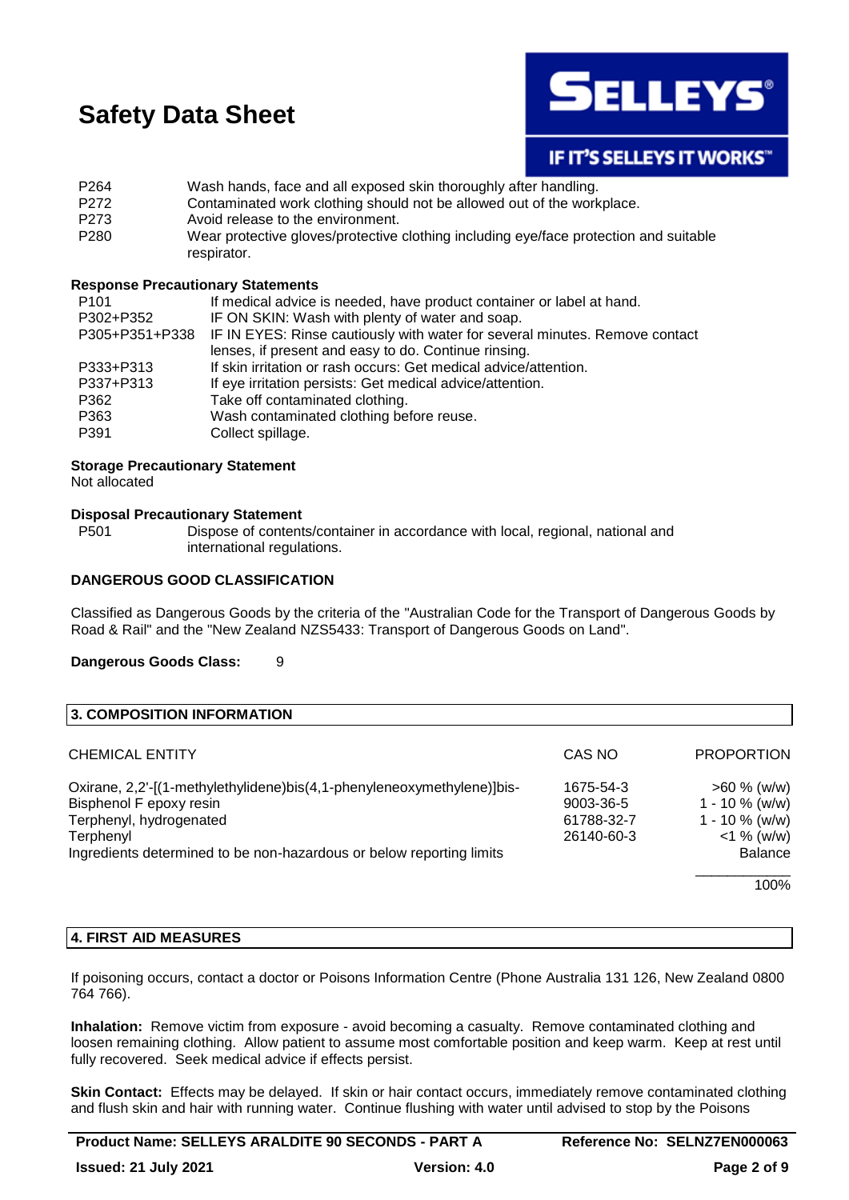| | |
|---|---|
| P264 | Wash hands, face and all exposed skin thoroughly after handling. |
| P272 | Contaminated work clothing should not be allowed out of the workplace. |
| P273 | Avoid release to the environment. |
| P280 | Wear protective gloves/protective clothing including eye/face protection and suitable respirator. |

**Response Precautionary Statements**

| | |
|---|---|
| P101 | If medical advice is needed, have product container or label at hand. |
| P302+P352 | IF ON SKIN: Wash with plenty of water and soap. |
| P305+P351+P338 | IF IN EYES: Rinse cautiously with water for several minutes. Remove contact lenses, if present and easy to do. Continue rinsing. |
| P333+P313 | If skin irritation or rash occurs: Get medical advice/attention. |
| P337+P313 | If eye irritation persists: Get medical advice/attention. |
| P362 | Take off contaminated clothing. |
| P363 | Wash contaminated clothing before reuse. |
| P391 | Collect spillage. |

**Storage Precautionary Statement**

Not allocated

**Disposal Precautionary Statement**

| | |
|---|---|
| P501 | Dispose of contents/container in accordance with local, regional, national and international regulations. |

**DANGEROUS GOOD CLASSIFICATION**

Classified as Dangerous Goods by the criteria of the "Australian Code for the Transport of Dangerous Goods by Road & Rail" and the "New Zealand NZS5433: Transport of Dangerous Goods on Land".

**Dangerous Goods Class:** 9

## 3. COMPOSITION INFORMATION

| CHEMICAL ENTITY | CAS NO | PROPORTION |
|---|---|---|
| Oxirane, 2,2'-[(1-methylethylidene)bis(4,1-phenyleneoxymethylene)]bis- | 1675-54-3 | >60 % (w/w) |
| Bisphenol F epoxy resin | 9003-36-5 | 1 - 10 % (w/w) |
| Terphenyl, hydrogenated | 61788-32-7 | 1 - 10 % (w/w) |
| Terphenyl | 26140-60-3 | <1 % (w/w) |
| Ingredients determined to be non-hazardous or below reporting limits | | Balance |
| | | 100% |

## 4. FIRST AID MEASURES

If poisoning occurs, contact a doctor or Poisons Information Centre (Phone Australia 131 126, New Zealand 0800 764 766).

**Inhalation:** Remove victim from exposure - avoid becoming a casualty. Remove contaminated clothing and loosen remaining clothing. Allow patient to assume most comfortable position and keep warm. Keep at rest until fully recovered. Seek medical advice if effects persist.

**Skin Contact:** Effects may be delayed. If skin or hair contact occurs, immediately remove contaminated clothing and flush skin and hair with running water. Continue flushing with water until advised to stop by the Poisons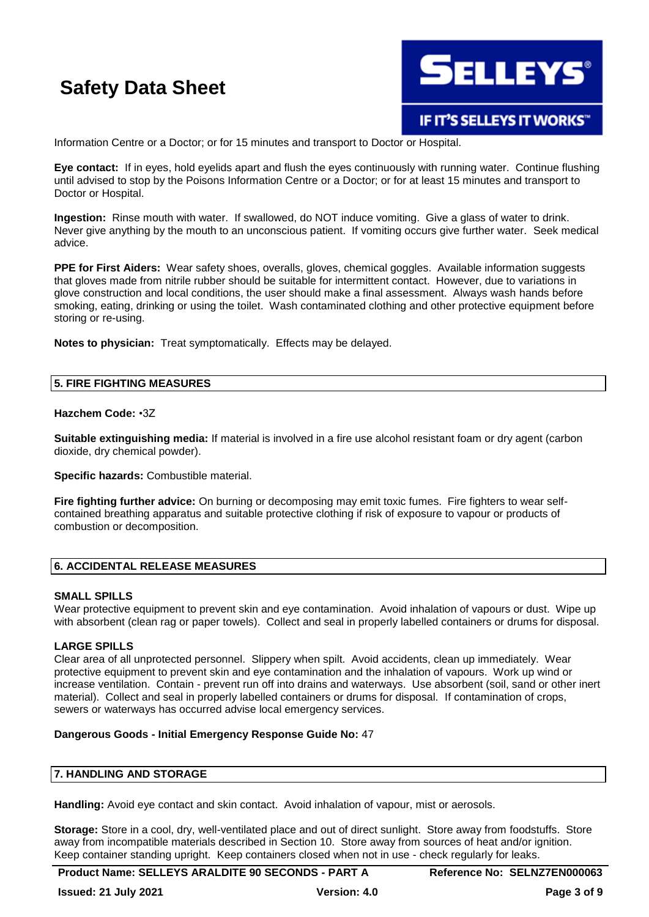Information Centre or a Doctor; or for 15 minutes and transport to Doctor or Hospital.

**Eye contact:** If in eyes, hold eyelids apart and flush the eyes continuously with running water. Continue flushing until advised to stop by the Poisons Information Centre or a Doctor; or for at least 15 minutes and transport to Doctor or Hospital.

**Ingestion:** Rinse mouth with water. If swallowed, do NOT induce vomiting. Give a glass of water to drink. Never give anything by the mouth to an unconscious patient. If vomiting occurs give further water. Seek medical advice.

**PPE for First Aiders:** Wear safety shoes, overalls, gloves, chemical goggles. Available information suggests that gloves made from nitrile rubber should be suitable for intermittent contact. However, due to variations in glove construction and local conditions, the user should make a final assessment. Always wash hands before smoking, eating, drinking or using the toilet. Wash contaminated clothing and other protective equipment before storing or re-using.

**Notes to physician:** Treat symptomatically. Effects may be delayed.

## 5. FIRE FIGHTING MEASURES

**Hazchem Code:** •3Z

**Suitable extinguishing media:** If material is involved in a fire use alcohol resistant foam or dry agent (carbon dioxide, dry chemical powder).

**Specific hazards:** Combustible material.

**Fire fighting further advice:** On burning or decomposing may emit toxic fumes. Fire fighters to wear self-contained breathing apparatus and suitable protective clothing if risk of exposure to vapour or products of combustion or decomposition.

## 6. ACCIDENTAL RELEASE MEASURES

**SMALL SPILLS**

Wear protective equipment to prevent skin and eye contamination. Avoid inhalation of vapours or dust. Wipe up with absorbent (clean rag or paper towels). Collect and seal in properly labelled containers or drums for disposal.

**LARGE SPILLS**

Clear area of all unprotected personnel. Slippery when spilt. Avoid accidents, clean up immediately. Wear protective equipment to prevent skin and eye contamination and the inhalation of vapours. Work up wind or increase ventilation. Contain - prevent run off into drains and waterways. Use absorbent (soil, sand or other inert material). Collect and seal in properly labelled containers or drums for disposal. If contamination of crops, sewers or waterways has occurred advise local emergency services.

**Dangerous Goods - Initial Emergency Response Guide No:** 47

## 7. HANDLING AND STORAGE

**Handling:** Avoid eye contact and skin contact. Avoid inhalation of vapour, mist or aerosols.

**Storage:** Store in a cool, dry, well-ventilated place and out of direct sunlight. Store away from foodstuffs. Store away from incompatible materials described in Section 10. Store away from sources of heat and/or ignition. Keep container standing upright. Keep containers closed when not in use - check regularly for leaks.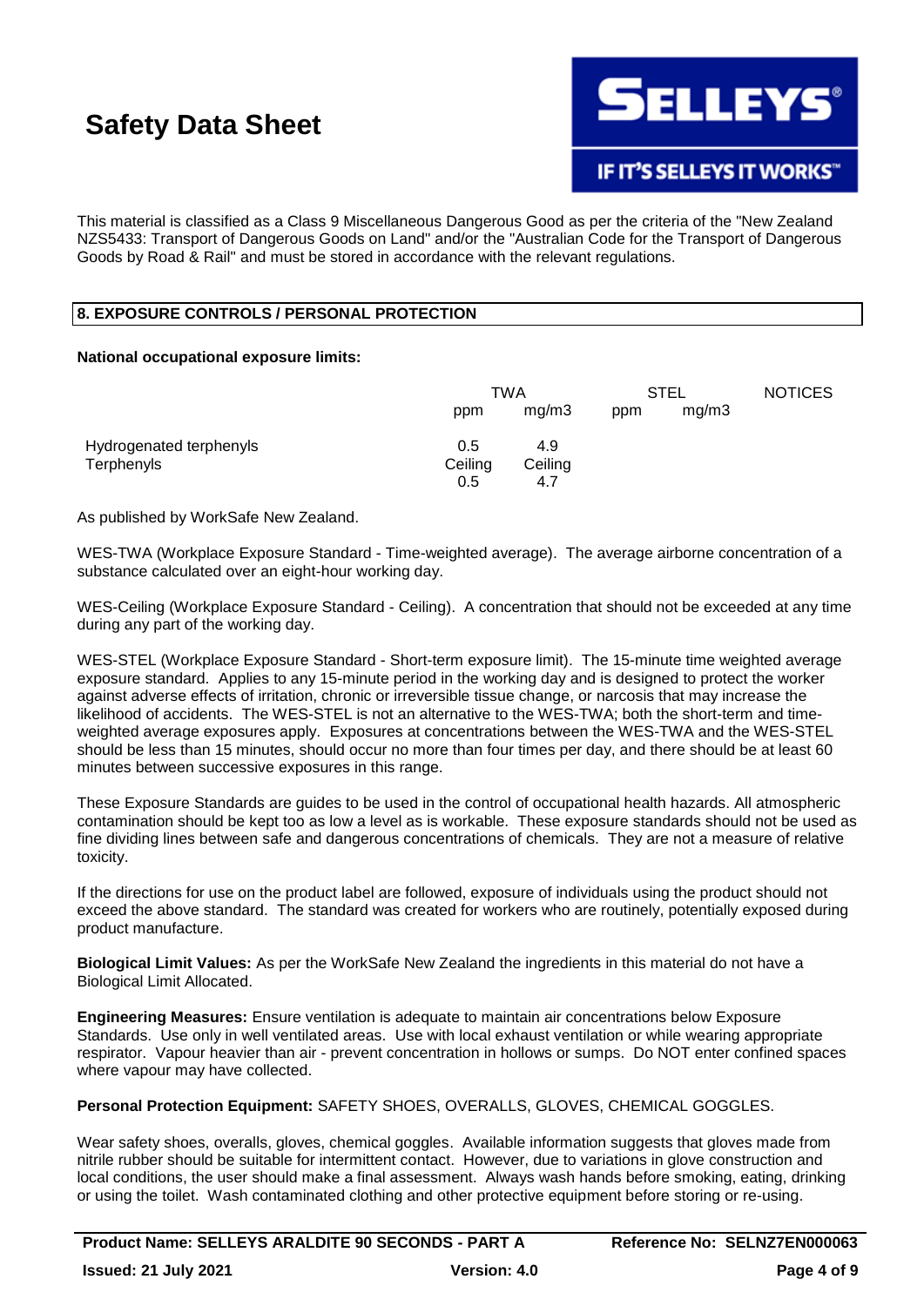# Safety Data Sheet

This material is classified as a Class 9 Miscellaneous Dangerous Good as per the criteria of the "New Zealand NZS5433: Transport of Dangerous Goods on Land" and/or the "Australian Code for the Transport of Dangerous Goods by Road & Rail" and must be stored in accordance with the relevant regulations.

## 8. EXPOSURE CONTROLS / PERSONAL PROTECTION

**National occupational exposure limits:**

| | TWA | | STEL | | NOTICES |
|---|---|---|---|---|---|
| | ppm | mg/m3 | ppm | mg/m3 | |
| Hydrogenated terphenyls | 0.5 | 4.9 | | | |
| Terphenyls | Ceiling 0.5 | Ceiling 4.7 | | | |

As published by WorkSafe New Zealand.

WES-TWA (Workplace Exposure Standard - Time-weighted average). The average airborne concentration of a substance calculated over an eight-hour working day.

WES-Ceiling (Workplace Exposure Standard - Ceiling). A concentration that should not be exceeded at any time during any part of the working day.

WES-STEL (Workplace Exposure Standard - Short-term exposure limit). The 15-minute time weighted average exposure standard. Applies to any 15-minute period in the working day and is designed to protect the worker against adverse effects of irritation, chronic or irreversible tissue change, or narcosis that may increase the likelihood of accidents. The WES-STEL is not an alternative to the WES-TWA; both the short-term and time-weighted average exposures apply. Exposures at concentrations between the WES-TWA and the WES-STEL should be less than 15 minutes, should occur no more than four times per day, and there should be at least 60 minutes between successive exposures in this range.

These Exposure Standards are guides to be used in the control of occupational health hazards. All atmospheric contamination should be kept too as low a level as is workable. These exposure standards should not be used as fine dividing lines between safe and dangerous concentrations of chemicals. They are not a measure of relative toxicity.

If the directions for use on the product label are followed, exposure of individuals using the product should not exceed the above standard. The standard was created for workers who are routinely, potentially exposed during product manufacture.

**Biological Limit Values:** As per the WorkSafe New Zealand the ingredients in this material do not have a Biological Limit Allocated.

**Engineering Measures:** Ensure ventilation is adequate to maintain air concentrations below Exposure Standards. Use only in well ventilated areas. Use with local exhaust ventilation or while wearing appropriate respirator. Vapour heavier than air - prevent concentration in hollows or sumps. Do NOT enter confined spaces where vapour may have collected.

**Personal Protection Equipment:** SAFETY SHOES, OVERALLS, GLOVES, CHEMICAL GOGGLES.

Wear safety shoes, overalls, gloves, chemical goggles. Available information suggests that gloves made from nitrile rubber should be suitable for intermittent contact. However, due to variations in glove construction and local conditions, the user should make a final assessment. Always wash hands before smoking, eating, drinking or using the toilet. Wash contaminated clothing and other protective equipment before storing or re-using.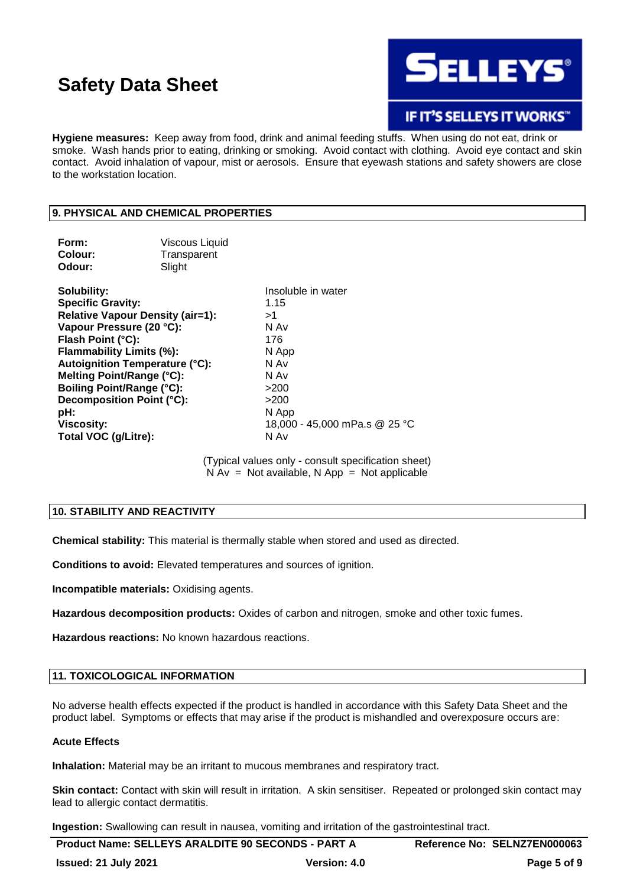**Hygiene measures:** Keep away from food, drink and animal feeding stuffs. When using do not eat, drink or smoke. Wash hands prior to eating, drinking or smoking. Avoid contact with clothing. Avoid eye contact and skin contact. Avoid inhalation of vapour, mist or aerosols. Ensure that eyewash stations and safety showers are close to the workstation location.

## 9. PHYSICAL AND CHEMICAL PROPERTIES

| | |
|---|---|
| **Form:** | Viscous Liquid |
| **Colour:** | Transparent |
| **Odour:** | Slight |

| | |
|---|---|
| **Solubility:** | Insoluble in water |
| **Specific Gravity:** | 1.15 |
| **Relative Vapour Density (air=1):** | >1 |
| **Vapour Pressure (20 °C):** | N Av |
| **Flash Point (°C):** | 176 |
| **Flammability Limits (%):** | N App |
| **Autoignition Temperature (°C):** | N Av |
| **Melting Point/Range (°C):** | N Av |
| **Boiling Point/Range (°C):** | >200 |
| **Decomposition Point (°C):** | >200 |
| **pH:** | N App |
| **Viscosity:** | 18,000 - 45,000 mPa.s @ 25 °C |
| **Total VOC (g/Litre):** | N Av |

(Typical values only - consult specification sheet)
N Av = Not available, N App = Not applicable

## 10. STABILITY AND REACTIVITY

**Chemical stability:** This material is thermally stable when stored and used as directed.

**Conditions to avoid:** Elevated temperatures and sources of ignition.

**Incompatible materials:** Oxidising agents.

**Hazardous decomposition products:** Oxides of carbon and nitrogen, smoke and other toxic fumes.

**Hazardous reactions:** No known hazardous reactions.

## 11. TOXICOLOGICAL INFORMATION

No adverse health effects expected if the product is handled in accordance with this Safety Data Sheet and the product label. Symptoms or effects that may arise if the product is mishandled and overexposure occurs are:

### Acute Effects

**Inhalation:** Material may be an irritant to mucous membranes and respiratory tract.

**Skin contact:** Contact with skin will result in irritation. A skin sensitiser. Repeated or prolonged skin contact may lead to allergic contact dermatitis.

**Ingestion:** Swallowing can result in nausea, vomiting and irritation of the gastrointestinal tract.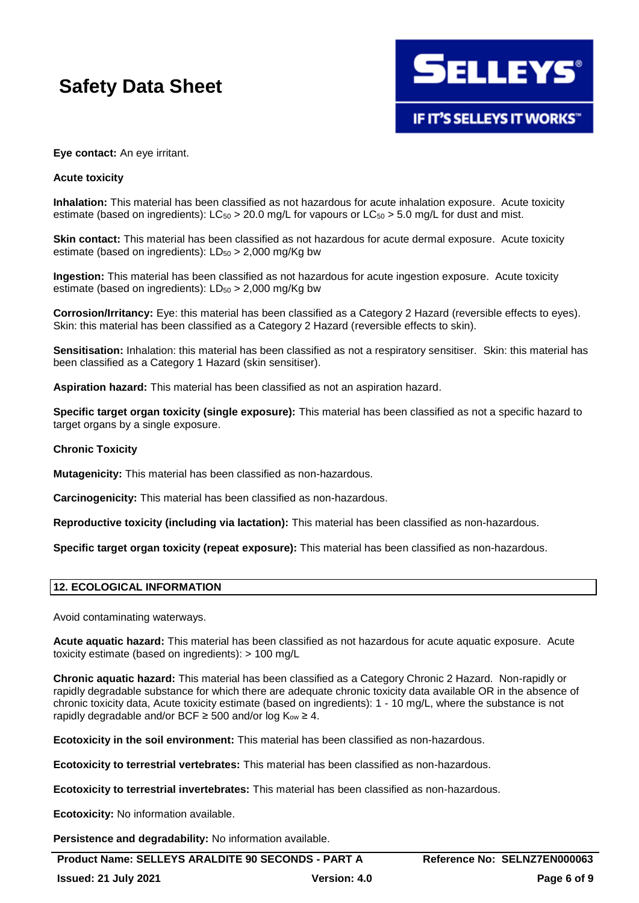**Eye contact:** An eye irritant.

**Acute toxicity**

**Inhalation:** This material has been classified as not hazardous for acute inhalation exposure. Acute toxicity estimate (based on ingredients): $LC_{50}$ > 20.0 mg/L for vapours or $LC_{50}$ > 5.0 mg/L for dust and mist.

**Skin contact:** This material has been classified as not hazardous for acute dermal exposure. Acute toxicity estimate (based on ingredients): $LD_{50}$ > 2,000 mg/Kg bw

**Ingestion:** This material has been classified as not hazardous for acute ingestion exposure. Acute toxicity estimate (based on ingredients): $LD_{50}$ > 2,000 mg/Kg bw

**Corrosion/Irritancy:** Eye: this material has been classified as a Category 2 Hazard (reversible effects to eyes). Skin: this material has been classified as a Category 2 Hazard (reversible effects to skin).

**Sensitisation:** Inhalation: this material has been classified as not a respiratory sensitiser. Skin: this material has been classified as a Category 1 Hazard (skin sensitiser).

**Aspiration hazard:** This material has been classified as not an aspiration hazard.

**Specific target organ toxicity (single exposure):** This material has been classified as not a specific hazard to target organs by a single exposure.

**Chronic Toxicity**

**Mutagenicity:** This material has been classified as non-hazardous.

**Carcinogenicity:** This material has been classified as non-hazardous.

**Reproductive toxicity (including via lactation):** This material has been classified as non-hazardous.

**Specific target organ toxicity (repeat exposure):** This material has been classified as non-hazardous.

## 12. ECOLOGICAL INFORMATION

Avoid contaminating waterways.

**Acute aquatic hazard:** This material has been classified as not hazardous for acute aquatic exposure. Acute toxicity estimate (based on ingredients): > 100 mg/L

**Chronic aquatic hazard:** This material has been classified as a Category Chronic 2 Hazard. Non-rapidly or rapidly degradable substance for which there are adequate chronic toxicity data available OR in the absence of chronic toxicity data, Acute toxicity estimate (based on ingredients): 1 - 10 mg/L, where the substance is not rapidly degradable and/or BCF ≥ 500 and/or log $K_{ow}$ ≥ 4.

**Ecotoxicity in the soil environment:** This material has been classified as non-hazardous.

**Ecotoxicity to terrestrial vertebrates:** This material has been classified as non-hazardous.

**Ecotoxicity to terrestrial invertebrates:** This material has been classified as non-hazardous.

**Ecotoxicity:** No information available.

**Persistence and degradability:** No information available.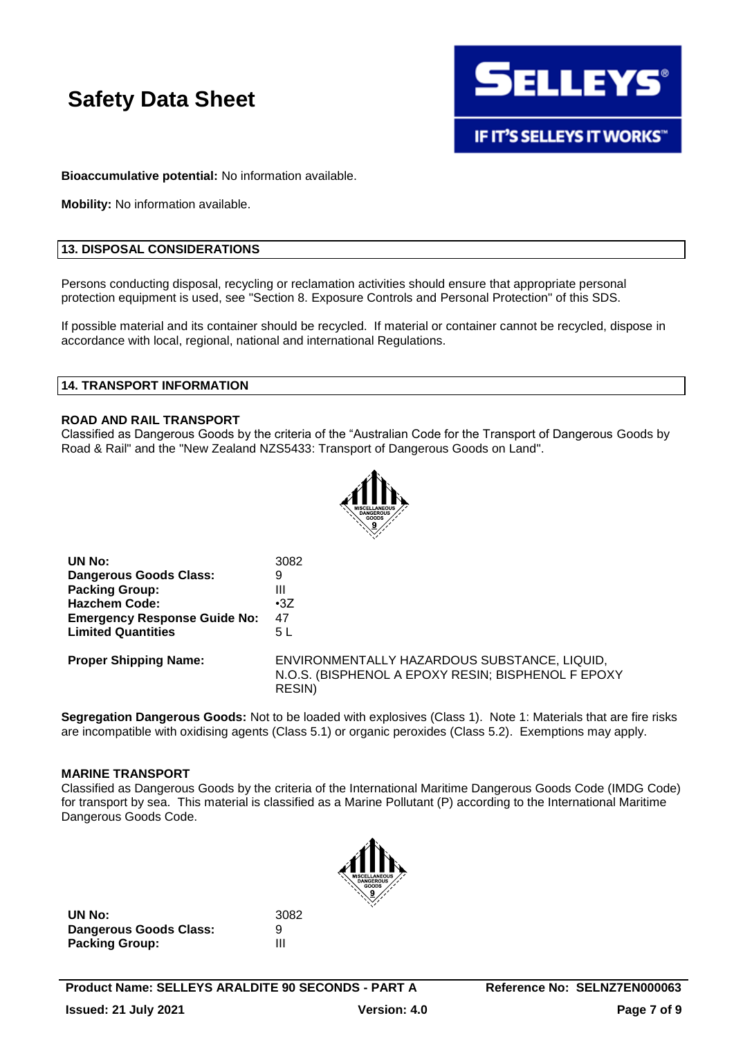**Bioaccumulative potential:** No information available.

**Mobility:** No information available.

## 13. DISPOSAL CONSIDERATIONS

Persons conducting disposal, recycling or reclamation activities should ensure that appropriate personal protection equipment is used, see "Section 8. Exposure Controls and Personal Protection" of this SDS.

If possible material and its container should be recycled. If material or container cannot be recycled, dispose in accordance with local, regional, national and international Regulations.

## 14. TRANSPORT INFORMATION

### ROAD AND RAIL TRANSPORT

Classified as Dangerous Goods by the criteria of the "Australian Code for the Transport of Dangerous Goods by Road & Rail" and the "New Zealand NZS5433: Transport of Dangerous Goods on Land".

| | |
|---|---|
| **UN No:** | 3082 |
| **Dangerous Goods Class:** | 9 |
| **Packing Group:** | III |
| **Hazchem Code:** | •3Z |
| **Emergency Response Guide No:** | 47 |
| **Limited Quantities** | 5 L |
| **Proper Shipping Name:** | ENVIRONMENTALLY HAZARDOUS SUBSTANCE, LIQUID, N.O.S. (BISPHENOL A EPOXY RESIN; BISPHENOL F EPOXY RESIN) |

**Segregation Dangerous Goods:** Not to be loaded with explosives (Class 1). Note 1: Materials that are fire risks are incompatible with oxidising agents (Class 5.1) or organic peroxides (Class 5.2). Exemptions may apply.

### MARINE TRANSPORT

Classified as Dangerous Goods by the criteria of the International Maritime Dangerous Goods Code (IMDG Code) for transport by sea. This material is classified as a Marine Pollutant (P) according to the International Maritime Dangerous Goods Code.

| | |
|---|---|
| **UN No:** | 3082 |
| **Dangerous Goods Class:** | 9 |
| **Packing Group:** | III |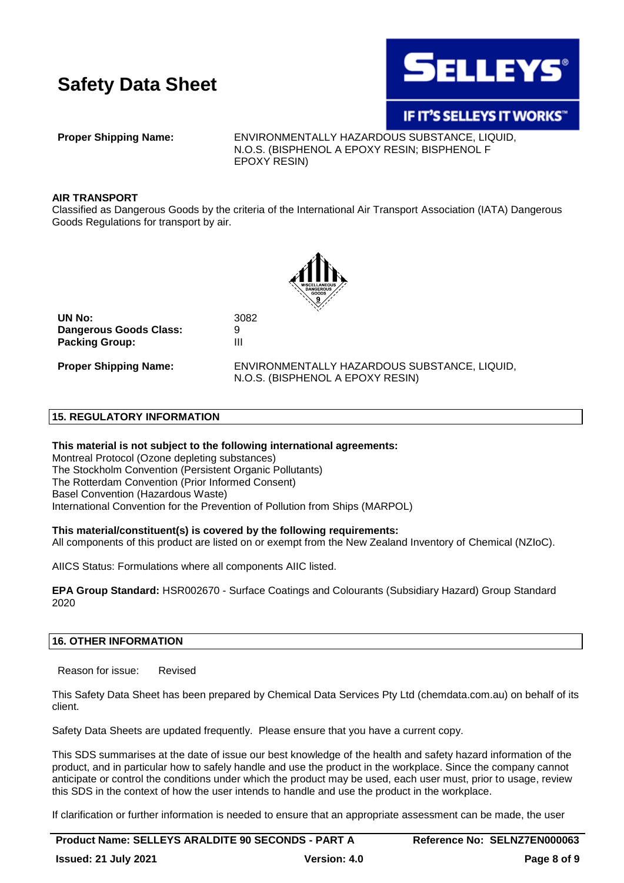**Proper Shipping Name:** ENVIRONMENTALLY HAZARDOUS SUBSTANCE, LIQUID, N.O.S. (BISPHENOL A EPOXY RESIN; BISPHENOL F EPOXY RESIN)

**AIR TRANSPORT**

Classified as Dangerous Goods by the criteria of the International Air Transport Association (IATA) Dangerous Goods Regulations for transport by air.

**UN No:** 3082
**Dangerous Goods Class:** 9
**Packing Group:** III

**Proper Shipping Name:** ENVIRONMENTALLY HAZARDOUS SUBSTANCE, LIQUID, N.O.S. (BISPHENOL A EPOXY RESIN)

## 15. REGULATORY INFORMATION

**This material is not subject to the following international agreements:**

Montreal Protocol (Ozone depleting substances)
The Stockholm Convention (Persistent Organic Pollutants)
The Rotterdam Convention (Prior Informed Consent)
Basel Convention (Hazardous Waste)
International Convention for the Prevention of Pollution from Ships (MARPOL)

**This material/constituent(s) is covered by the following requirements:**

All components of this product are listed on or exempt from the New Zealand Inventory of Chemical (NZIoC).

AIICS Status: Formulations where all components AIIC listed.

**EPA Group Standard:** HSR002670 - Surface Coatings and Colourants (Subsidiary Hazard) Group Standard 2020

## 16. OTHER INFORMATION

Reason for issue: Revised

This Safety Data Sheet has been prepared by Chemical Data Services Pty Ltd (chemdata.com.au) on behalf of its client.

Safety Data Sheets are updated frequently. Please ensure that you have a current copy.

This SDS summarises at the date of issue our best knowledge of the health and safety hazard information of the product, and in particular how to safely handle and use the product in the workplace. Since the company cannot anticipate or control the conditions under which the product may be used, each user must, prior to usage, review this SDS in the context of how the user intends to handle and use the product in the workplace.

If clarification or further information is needed to ensure that an appropriate assessment can be made, the user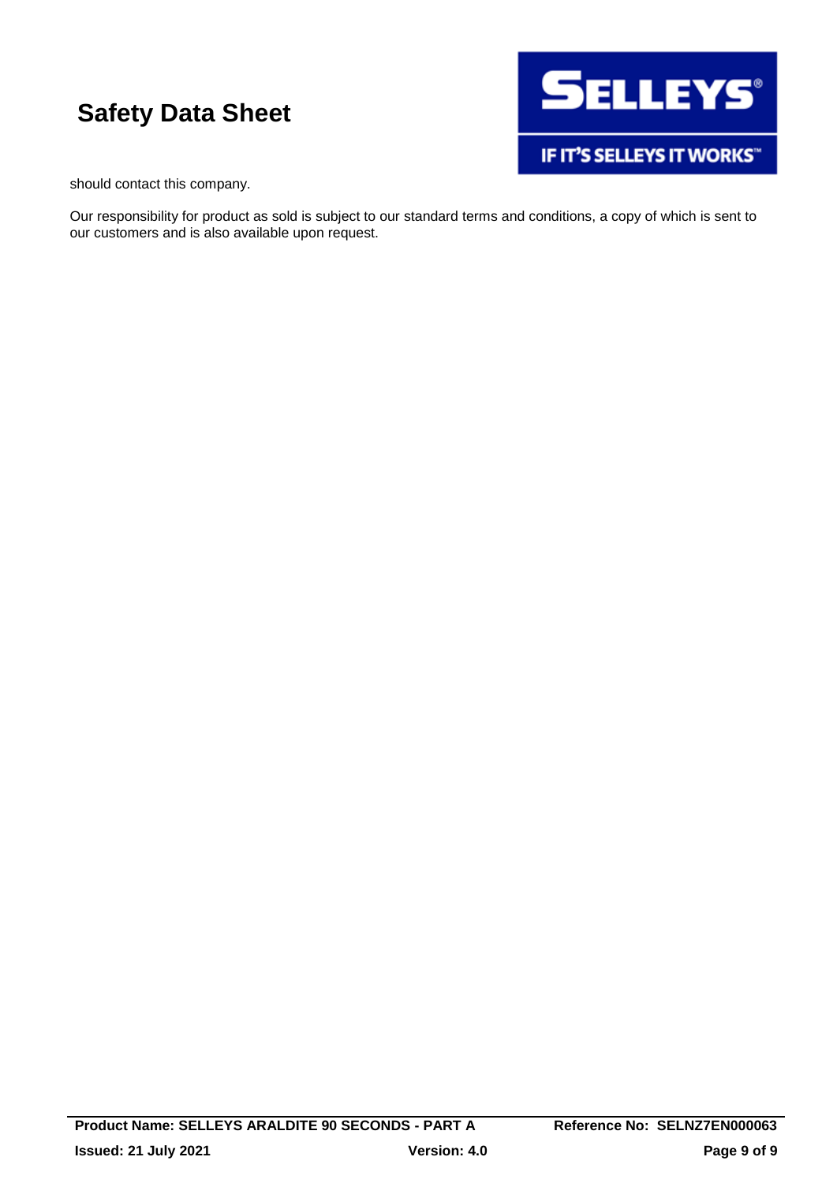should contact this company.

Our responsibility for product as sold is subject to our standard terms and conditions, a copy of which is sent to our customers and is also available upon request.